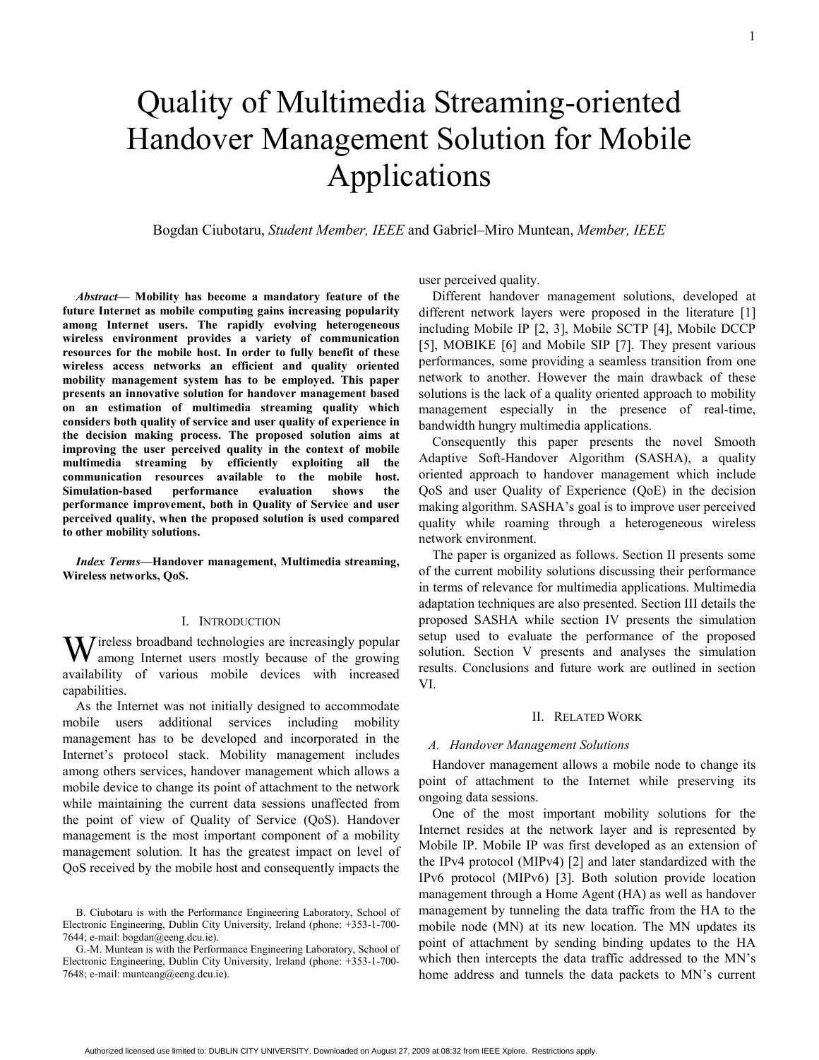# Quality of Multimedia Streaming-oriented Handover Management Solution for Mobile Applications

Bogdan Ciubotaru, *Student Member, IEEE* and Gabriel–Miro Muntean, *Member, IEEE*

***Abstract*— Mobility has become a mandatory feature of the future Internet as mobile computing gains increasing popularity among Internet users. The rapidly evolving heterogeneous wireless environment provides a variety of communication resources for the mobile host. In order to fully benefit of these wireless access networks an efficient and quality oriented mobility management system has to be employed. This paper presents an innovative solution for handover management based on an estimation of multimedia streaming quality which considers both quality of service and user quality of experience in the decision making process. The proposed solution aims at improving the user perceived quality in the context of mobile multimedia streaming by efficiently exploiting all the communication resources available to the mobile host. Simulation-based performance evaluation shows the performance improvement, both in Quality of Service and user perceived quality, when the proposed solution is used compared to other mobility solutions.**

***Index Terms*—Handover management, Multimedia streaming, Wireless networks, QoS.**

## I. Introduction

Wireless broadband technologies are increasingly popular among Internet users mostly because of the growing availability of various mobile devices with increased capabilities.

As the Internet was not initially designed to accommodate mobile users additional services including mobility management has to be developed and incorporated in the Internet's protocol stack. Mobility management includes among others services, handover management which allows a mobile device to change its point of attachment to the network while maintaining the current data sessions unaffected from the point of view of Quality of Service (QoS). Handover management is the most important component of a mobility management solution. It has the greatest impact on level of QoS received by the mobile host and consequently impacts the user perceived quality.

Different handover management solutions, developed at different network layers were proposed in the literature [1] including Mobile IP [2, 3], Mobile SCTP [4], Mobile DCCP [5], MOBIKE [6] and Mobile SIP [7]. They present various performances, some providing a seamless transition from one network to another. However the main drawback of these solutions is the lack of a quality oriented approach to mobility management especially in the presence of real-time, bandwidth hungry multimedia applications.

Consequently this paper presents the novel Smooth Adaptive Soft-Handover Algorithm (SASHA), a quality oriented approach to handover management which include QoS and user Quality of Experience (QoE) in the decision making algorithm. SASHA's goal is to improve user perceived quality while roaming through a heterogeneous wireless network environment.

The paper is organized as follows. Section II presents some of the current mobility solutions discussing their performance in terms of relevance for multimedia applications. Multimedia adaptation techniques are also presented. Section III details the proposed SASHA while section IV presents the simulation setup used to evaluate the performance of the proposed solution. Section V presents and analyses the simulation results. Conclusions and future work are outlined in section VI.

## II. Related Work

### *A. Handover Management Solutions*

Handover management allows a mobile node to change its point of attachment to the Internet while preserving its ongoing data sessions.

One of the most important mobility solutions for the Internet resides at the network layer and is represented by Mobile IP. Mobile IP was first developed as an extension of the IPv4 protocol (MIPv4) [2] and later standardized with the IPv6 protocol (MIPv6) [3]. Both solution provide location management through a Home Agent (HA) as well as handover management by tunneling the data traffic from the HA to the mobile node (MN) at its new location. The MN updates its point of attachment by sending binding updates to the HA which then intercepts the data traffic addressed to the MN's home address and tunnels the data packets to MN's current

B. Ciubotaru is with the Performance Engineering Laboratory, School of Electronic Engineering, Dublin City University, Ireland (phone: +353-1-700-7644; e-mail: bogdan@eeng.dcu.ie).

G.-M. Muntean is with the Performance Engineering Laboratory, School of Electronic Engineering, Dublin City University, Ireland (phone: +353-1-700-7648; e-mail: munteang@eeng.dcu.ie).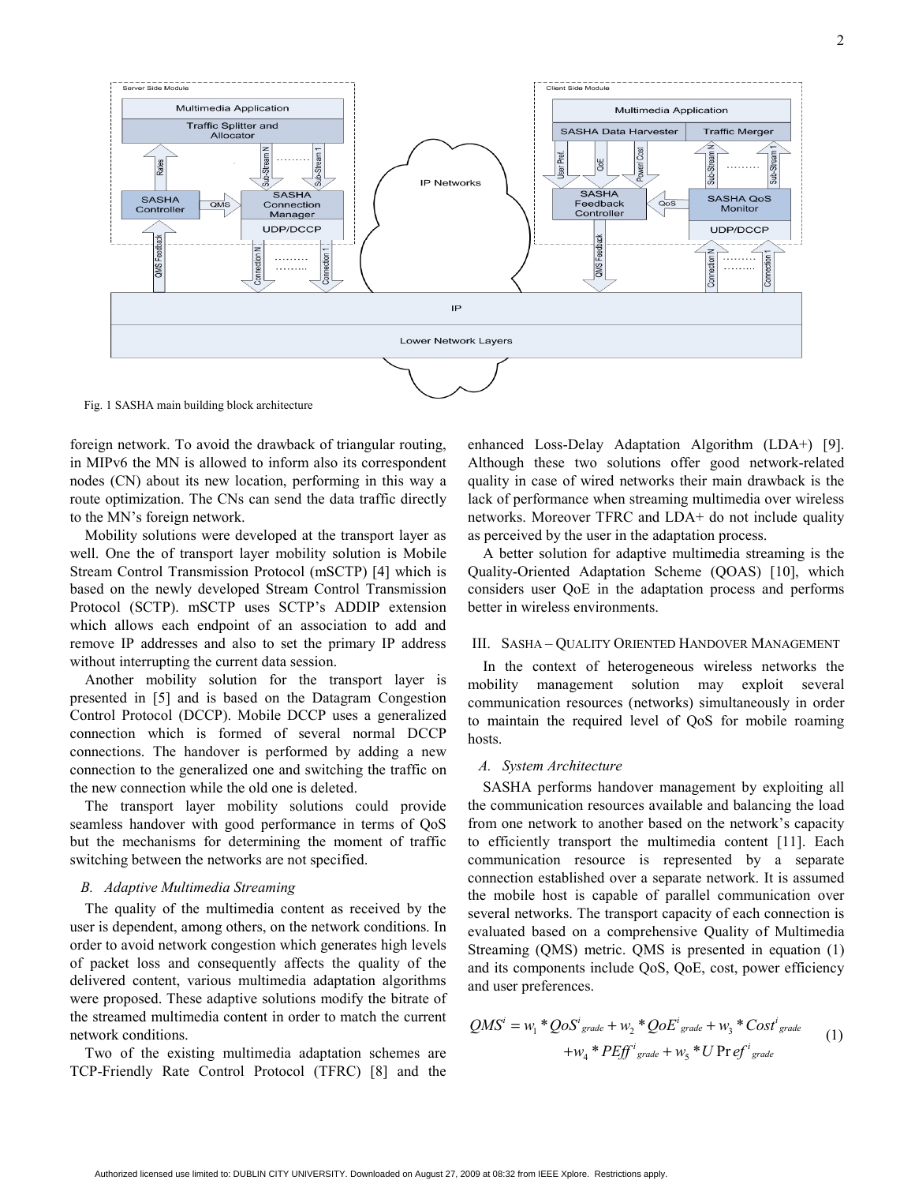Fig. 1 SASHA main building block architecture

foreign network. To avoid the drawback of triangular routing, in MIPv6 the MN is allowed to inform also its correspondent nodes (CN) about its new location, performing in this way a route optimization. The CNs can send the data traffic directly to the MN's foreign network.

Mobility solutions were developed at the transport layer as well. One the of transport layer mobility solution is Mobile Stream Control Transmission Protocol (mSCTP) [4] which is based on the newly developed Stream Control Transmission Protocol (SCTP). mSCTP uses SCTP's ADDIP extension which allows each endpoint of an association to add and remove IP addresses and also to set the primary IP address without interrupting the current data session.

Another mobility solution for the transport layer is presented in [5] and is based on the Datagram Congestion Control Protocol (DCCP). Mobile DCCP uses a generalized connection which is formed of several normal DCCP connections. The handover is performed by adding a new connection to the generalized one and switching the traffic on the new connection while the old one is deleted.

The transport layer mobility solutions could provide seamless handover with good performance in terms of QoS but the mechanisms for determining the moment of traffic switching between the networks are not specified.

### *B. Adaptive Multimedia Streaming*

The quality of the multimedia content as received by the user is dependent, among others, on the network conditions. In order to avoid network congestion which generates high levels of packet loss and consequently affects the quality of the delivered content, various multimedia adaptation algorithms were proposed. These adaptive solutions modify the bitrate of the streamed multimedia content in order to match the current network conditions.

Two of the existing multimedia adaptation schemes are TCP-Friendly Rate Control Protocol (TFRC) [8] and the enhanced Loss-Delay Adaptation Algorithm (LDA+) [9]. Although these two solutions offer good network-related quality in case of wired networks their main drawback is the lack of performance when streaming multimedia over wireless networks. Moreover TFRC and LDA+ do not include quality as perceived by the user in the adaptation process.

A better solution for adaptive multimedia streaming is the Quality-Oriented Adaptation Scheme (QOAS) [10], which considers user QoE in the adaptation process and performs better in wireless environments.

## III. SASHA – Quality Oriented Handover Management

In the context of heterogeneous wireless networks the mobility management solution may exploit several communication resources (networks) simultaneously in order to maintain the required level of QoS for mobile roaming hosts.

### *A. System Architecture*

SASHA performs handover management by exploiting all the communication resources available and balancing the load from one network to another based on the network's capacity to efficiently transport the multimedia content [11]. Each communication resource is represented by a separate connection established over a separate network. It is assumed the mobile host is capable of parallel communication over several networks. The transport capacity of each connection is evaluated based on a comprehensive Quality of Multimedia Streaming (QMS) metric. QMS is presented in equation (1) and its components include QoS, QoE, cost, power efficiency and user preferences.

$$QMS^i = w_1 * QoS^i{}_{grade} + w_2 * QoE^i{}_{grade} + w_3 * Cost^i{}_{grade} + w_4 * PEff^i{}_{grade} + w_5 * U\,Pref^i{}_{grade} \quad (1)$$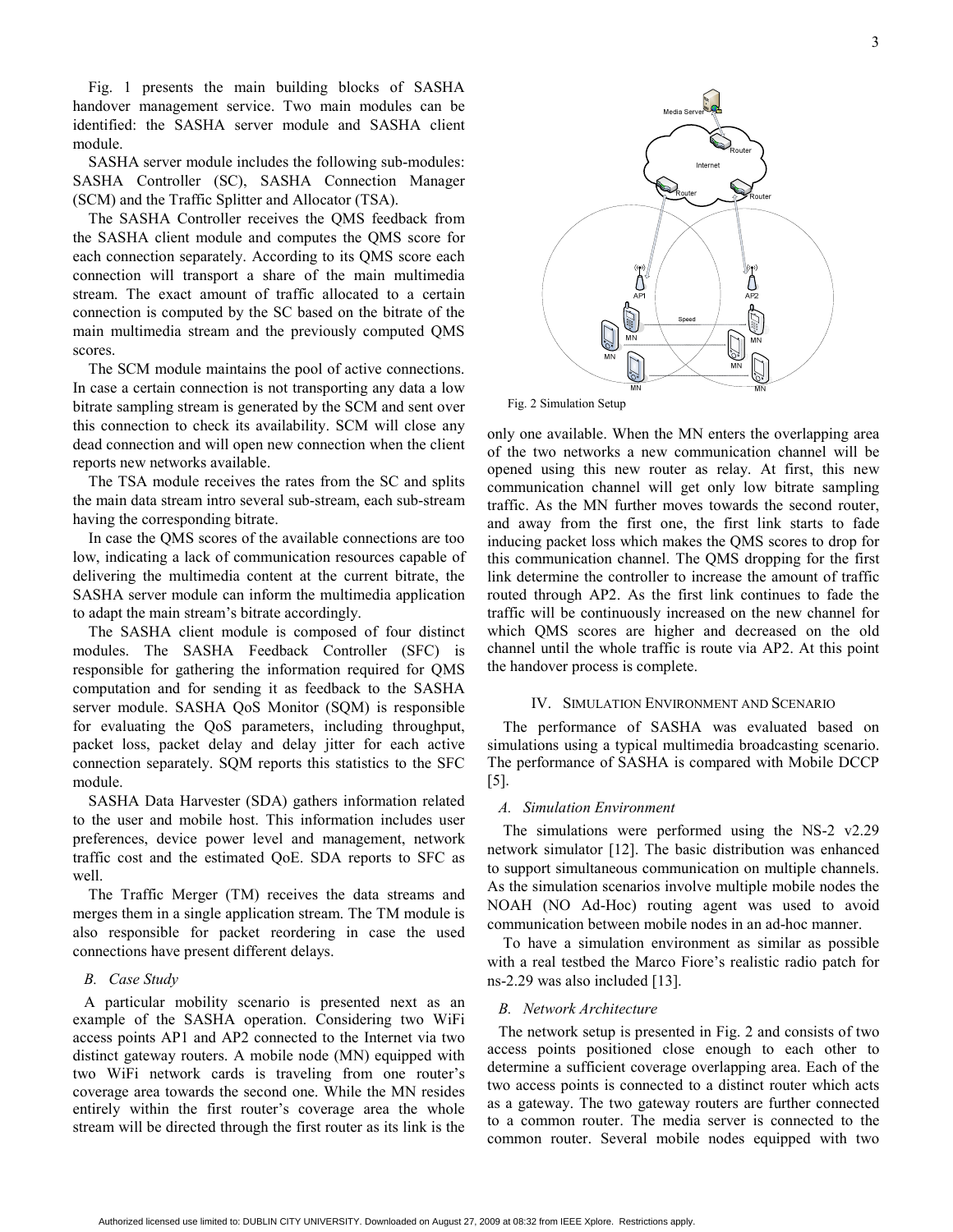Fig. 1 presents the main building blocks of SASHA handover management service. Two main modules can be identified: the SASHA server module and SASHA client module.

SASHA server module includes the following sub-modules: SASHA Controller (SC), SASHA Connection Manager (SCM) and the Traffic Splitter and Allocator (TSA).

The SASHA Controller receives the QMS feedback from the SASHA client module and computes the QMS score for each connection separately. According to its QMS score each connection will transport a share of the main multimedia stream. The exact amount of traffic allocated to a certain connection is computed by the SC based on the bitrate of the main multimedia stream and the previously computed QMS scores.

The SCM module maintains the pool of active connections. In case a certain connection is not transporting any data a low bitrate sampling stream is generated by the SCM and sent over this connection to check its availability. SCM will close any dead connection and will open new connection when the client reports new networks available.

The TSA module receives the rates from the SC and splits the main data stream intro several sub-stream, each sub-stream having the corresponding bitrate.

In case the QMS scores of the available connections are too low, indicating a lack of communication resources capable of delivering the multimedia content at the current bitrate, the SASHA server module can inform the multimedia application to adapt the main stream's bitrate accordingly.

The SASHA client module is composed of four distinct modules. The SASHA Feedback Controller (SFC) is responsible for gathering the information required for QMS computation and for sending it as feedback to the SASHA server module. SASHA QoS Monitor (SQM) is responsible for evaluating the QoS parameters, including throughput, packet loss, packet delay and delay jitter for each active connection separately. SQM reports this statistics to the SFC module.

SASHA Data Harvester (SDA) gathers information related to the user and mobile host. This information includes user preferences, device power level and management, network traffic cost and the estimated QoE. SDA reports to SFC as well.

The Traffic Merger (TM) receives the data streams and merges them in a single application stream. The TM module is also responsible for packet reordering in case the used connections have present different delays.

### *B. Case Study*

A particular mobility scenario is presented next as an example of the SASHA operation. Considering two WiFi access points AP1 and AP2 connected to the Internet via two distinct gateway routers. A mobile node (MN) equipped with two WiFi network cards is traveling from one router's coverage area towards the second one. While the MN resides entirely within the first router's coverage area the whole stream will be directed through the first router as its link is the only one available. When the MN enters the overlapping area of the two networks a new communication channel will be opened using this new router as relay. At first, this new communication channel will get only low bitrate sampling traffic. As the MN further moves towards the second router, and away from the first one, the first link starts to fade inducing packet loss which makes the QMS scores to drop for this communication channel. The QMS dropping for the first link determine the controller to increase the amount of traffic routed through AP2. As the first link continues to fade the traffic will be continuously increased on the new channel for which QMS scores are higher and decreased on the old channel until the whole traffic is route via AP2. At this point the handover process is complete.

Media Server
Router
Internet
Router
Router
AP1
AP2
Speed
MN
MN
MN
MN
MN
MN
MN
MN

Fig. 2 Simulation Setup

## IV. Simulation Environment and Scenario

The performance of SASHA was evaluated based on simulations using a typical multimedia broadcasting scenario. The performance of SASHA is compared with Mobile DCCP [5].

### *A. Simulation Environment*

The simulations were performed using the NS-2 v2.29 network simulator [12]. The basic distribution was enhanced to support simultaneous communication on multiple channels. As the simulation scenarios involve multiple mobile nodes the NOAH (NO Ad-Hoc) routing agent was used to avoid communication between mobile nodes in an ad-hoc manner.

To have a simulation environment as similar as possible with a real testbed the Marco Fiore's realistic radio patch for ns-2.29 was also included [13].

### *B. Network Architecture*

The network setup is presented in Fig. 2 and consists of two access points positioned close enough to each other to determine a sufficient coverage overlapping area. Each of the two access points is connected to a distinct router which acts as a gateway. The two gateway routers are further connected to a common router. The media server is connected to the common router. Several mobile nodes equipped with two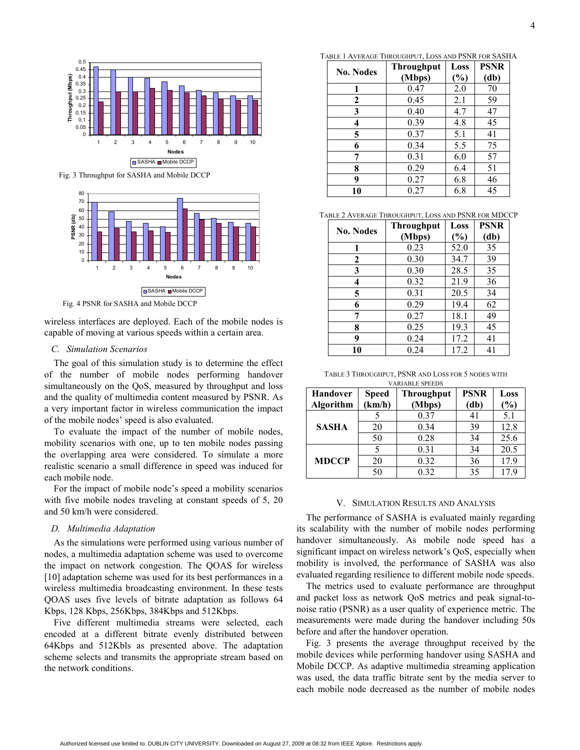Fig. 3 Throughput for SASHA and Mobile DCCP

Fig. 4 PSNR for SASHA and Mobile DCCP

wireless interfaces are deployed. Each of the mobile nodes is capable of moving at various speeds within a certain area.

### C. Simulation Scenarios

The goal of this simulation study is to determine the effect of the number of mobile nodes performing handover simultaneously on the QoS, measured by throughput and loss and the quality of multimedia content measured by PSNR. As a very important factor in wireless communication the impact of the mobile nodes' speed is also evaluated.

To evaluate the impact of the number of mobile nodes, mobility scenarios with one, up to ten mobile nodes passing the overlapping area were considered. To simulate a more realistic scenario a small difference in speed was induced for each mobile node.

For the impact of mobile node's speed a mobility scenarios with five mobile nodes traveling at constant speeds of 5, 20 and 50 km/h were considered.

### D. Multimedia Adaptation

As the simulations were performed using various number of nodes, a multimedia adaptation scheme was used to overcome the impact on network congestion. The QOAS for wireless [10] adaptation scheme was used for its best performances in a wireless multimedia broadcasting environment. In these tests QOAS uses five levels of bitrate adaptation as follows 64 Kbps, 128 Kbps, 256Kbps, 384Kbps and 512Kbps.

Five different multimedia streams were selected, each encoded at a different bitrate evenly distributed between 64Kbps and 512Kbls as presented above. The adaptation scheme selects and transmits the appropriate stream based on the network conditions.

TABLE 1 AVERAGE THROUGHPUT, LOSS AND PSNR FOR SASHA

| No. Nodes | Throughput (Mbps) | Loss (%) | PSNR (db) |
|---|---|---|---|
| 1 | 0.47 | 2.0 | 70 |
| 2 | 0.45 | 2.1 | 59 |
| 3 | 0.40 | 4.7 | 47 |
| 4 | 0.39 | 4.8 | 45 |
| 5 | 0.37 | 5.1 | 41 |
| 6 | 0.34 | 5.5 | 75 |
| 7 | 0.31 | 6.0 | 57 |
| 8 | 0.29 | 6.4 | 51 |
| 9 | 0.27 | 6.8 | 46 |
| 10 | 0.27 | 6.8 | 45 |

TABLE 2 AVERAGE THROUGHPUT, LOSS AND PSNR FOR MDCCP

| No. Nodes | Throughput (Mbps) | Loss (%) | PSNR (db) |
|---|---|---|---|
| 1 | 0.23 | 52.0 | 35 |
| 2 | 0.30 | 34.7 | 39 |
| 3 | 0.30 | 28.5 | 35 |
| 4 | 0.32 | 21.9 | 36 |
| 5 | 0.31 | 20.5 | 34 |
| 6 | 0.29 | 19.4 | 62 |
| 7 | 0.27 | 18.1 | 49 |
| 8 | 0.25 | 19.3 | 45 |
| 9 | 0.24 | 17.2 | 41 |
| 10 | 0.24 | 17.2 | 41 |

TABLE 3 THROUGHPUT, PSNR AND LOSS FOR 5 NODES WITH VARIABLE SPEEDS

| Handover Algorithm | Speed (km/h) | Throughput (Mbps) | PSNR (db) | Loss (%) |
|---|---|---|---|---|
| SASHA | 5 | 0.37 | 41 | 5.1 |
| | 20 | 0.34 | 39 | 12.8 |
| | 50 | 0.28 | 34 | 25.6 |
| MDCCP | 5 | 0.31 | 34 | 20.5 |
| | 20 | 0.32 | 36 | 17.9 |
| | 50 | 0.32 | 35 | 17.9 |

## V. SIMULATION RESULTS AND ANALYSIS

The performance of SASHA is evaluated mainly regarding its scalability with the number of mobile nodes performing handover simultaneously. As mobile node speed has a significant impact on wireless network's QoS, especially when mobility is involved, the performance of SASHA was also evaluated regarding resilience to different mobile node speeds.

The metrics used to evaluate performance are throughput and packet loss as network QoS metrics and peak signal-to-noise ratio (PSNR) as a user quality of experience metric. The measurements were made during the handover including 50s before and after the handover operation.

Fig. 3 presents the average throughput received by the mobile devices while performing handover using SASHA and Mobile DCCP. As adaptive multimedia streaming application was used, the data traffic bitrate sent by the media server to each mobile node decreased as the number of mobile nodes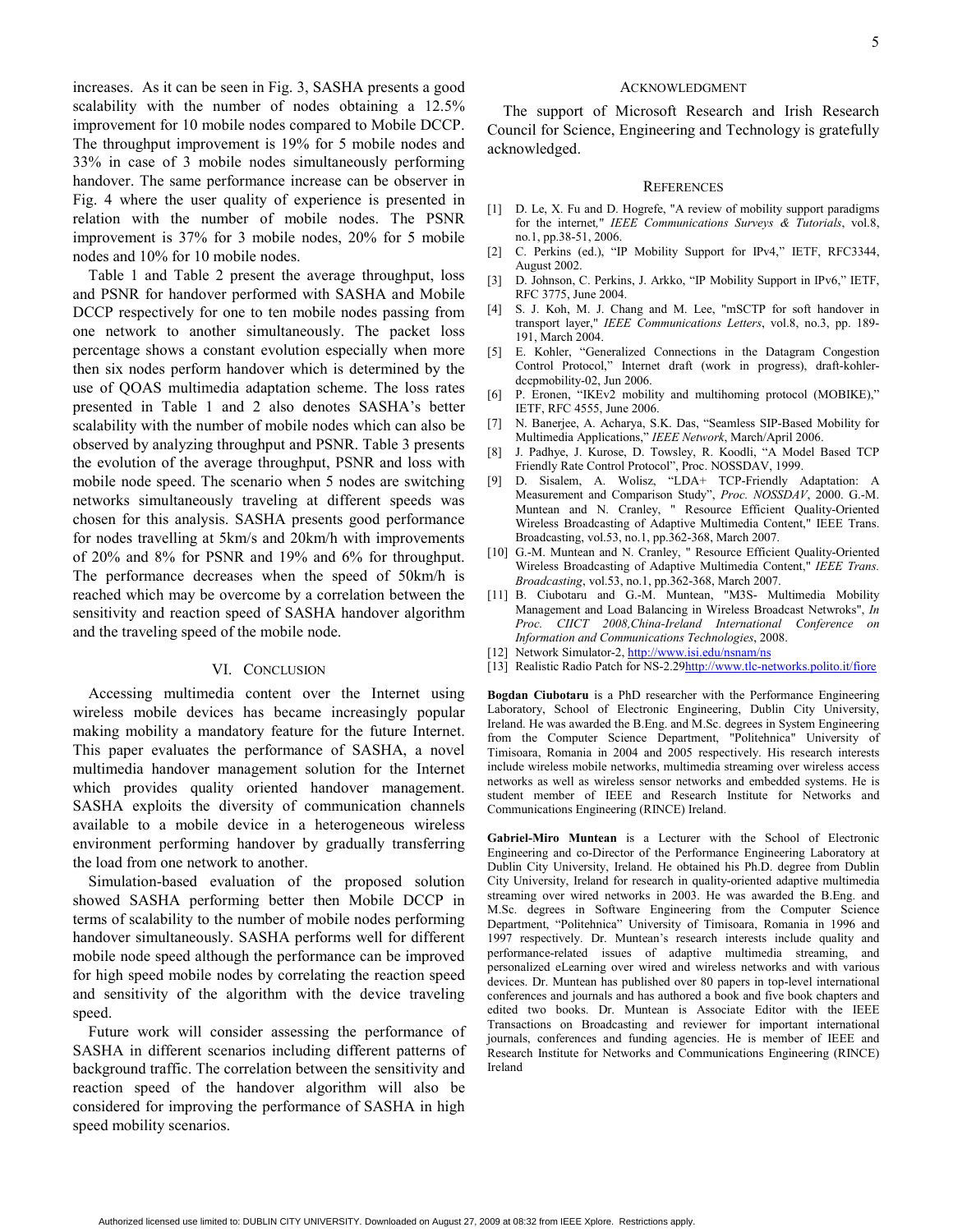increases. As it can be seen in Fig. 3, SASHA presents a good scalability with the number of nodes obtaining a 12.5% improvement for 10 mobile nodes compared to Mobile DCCP. The throughput improvement is 19% for 5 mobile nodes and 33% in case of 3 mobile nodes simultaneously performing handover. The same performance increase can be observer in Fig. 4 where the user quality of experience is presented in relation with the number of mobile nodes. The PSNR improvement is 37% for 3 mobile nodes, 20% for 5 mobile nodes and 10% for 10 mobile nodes.

Table 1 and Table 2 present the average throughput, loss and PSNR for handover performed with SASHA and Mobile DCCP respectively for one to ten mobile nodes passing from one network to another simultaneously. The packet loss percentage shows a constant evolution especially when more then six nodes perform handover which is determined by the use of QOAS multimedia adaptation scheme. The loss rates presented in Table 1 and 2 also denotes SASHA's better scalability with the number of mobile nodes which can also be observed by analyzing throughput and PSNR. Table 3 presents the evolution of the average throughput, PSNR and loss with mobile node speed. The scenario when 5 nodes are switching networks simultaneously traveling at different speeds was chosen for this analysis. SASHA presents good performance for nodes travelling at 5km/s and 20km/h with improvements of 20% and 8% for PSNR and 19% and 6% for throughput. The performance decreases when the speed of 50km/h is reached which may be overcome by a correlation between the sensitivity and reaction speed of SASHA handover algorithm and the traveling speed of the mobile node.

## VI. Conclusion

Accessing multimedia content over the Internet using wireless mobile devices has became increasingly popular making mobility a mandatory feature for the future Internet. This paper evaluates the performance of SASHA, a novel multimedia handover management solution for the Internet which provides quality oriented handover management. SASHA exploits the diversity of communication channels available to a mobile device in a heterogeneous wireless environment performing handover by gradually transferring the load from one network to another.

Simulation-based evaluation of the proposed solution showed SASHA performing better then Mobile DCCP in terms of scalability to the number of mobile nodes performing handover simultaneously. SASHA performs well for different mobile node speed although the performance can be improved for high speed mobile nodes by correlating the reaction speed and sensitivity of the algorithm with the device traveling speed.

Future work will consider assessing the performance of SASHA in different scenarios including different patterns of background traffic. The correlation between the sensitivity and reaction speed of the handover algorithm will also be considered for improving the performance of SASHA in high speed mobility scenarios.

## Acknowledgment

The support of Microsoft Research and Irish Research Council for Science, Engineering and Technology is gratefully acknowledged.

## References

[1] D. Le, X. Fu and D. Hogrefe, "A review of mobility support paradigms for the internet," *IEEE Communications Surveys & Tutorials*, vol.8, no.1, pp.38-51, 2006.

[2] C. Perkins (ed.), "IP Mobility Support for IPv4," IETF, RFC3344, August 2002.

[3] D. Johnson, C. Perkins, J. Arkko, "IP Mobility Support in IPv6," IETF, RFC 3775, June 2004.

[4] S. J. Koh, M. J. Chang and M. Lee, "mSCTP for soft handover in transport layer," *IEEE Communications Letters*, vol.8, no.3, pp. 189-191, March 2004.

[5] E. Kohler, "Generalized Connections in the Datagram Congestion Control Protocol," Internet draft (work in progress), draft-kohler-dccpmobility-02, Jun 2006.

[6] P. Eronen, "IKEv2 mobility and multihoming protocol (MOBIKE)," IETF, RFC 4555, June 2006.

[7] N. Banerjee, A. Acharya, S.K. Das, "Seamless SIP-Based Mobility for Multimedia Applications," *IEEE Network*, March/April 2006.

[8] J. Padhye, J. Kurose, D. Towsley, R. Koodli, "A Model Based TCP Friendly Rate Control Protocol", Proc. NOSSDAV, 1999.

[9] D. Sisalem, A. Wolisz, "LDA+ TCP-Friendly Adaptation: A Measurement and Comparison Study", *Proc. NOSSDAV*, 2000. G.-M. Muntean and N. Cranley, " Resource Efficient Quality-Oriented Wireless Broadcasting of Adaptive Multimedia Content," IEEE Trans. Broadcasting, vol.53, no.1, pp.362-368, March 2007.

[10] G.-M. Muntean and N. Cranley, " Resource Efficient Quality-Oriented Wireless Broadcasting of Adaptive Multimedia Content," *IEEE Trans. Broadcasting*, vol.53, no.1, pp.362-368, March 2007.

[11] B. Ciubotaru and G.-M. Muntean, "M3S- Multimedia Mobility Management and Load Balancing in Wireless Broadcast Netwroks", *In Proc. CIICT 2008,China-Ireland International Conference on Information and Communications Technologies*, 2008.

[12] Network Simulator-2, http://www.isi.edu/nsnam/ns

[13] Realistic Radio Patch for NS-2.29http://www.tlc-networks.polito.it/fiore

**Bogdan Ciubotaru** is a PhD researcher with the Performance Engineering Laboratory, School of Electronic Engineering, Dublin City University, Ireland. He was awarded the B.Eng. and M.Sc. degrees in System Engineering from the Computer Science Department, "Politehnica" University of Timisoara, Romania in 2004 and 2005 respectively. His research interests include wireless mobile networks, multimedia streaming over wireless access networks as well as wireless sensor networks and embedded systems. He is student member of IEEE and Research Institute for Networks and Communications Engineering (RINCE) Ireland.

**Gabriel-Miro Muntean** is a Lecturer with the School of Electronic Engineering and co-Director of the Performance Engineering Laboratory at Dublin City University, Ireland. He obtained his Ph.D. degree from Dublin City University, Ireland for research in quality-oriented adaptive multimedia streaming over wired networks in 2003. He was awarded the B.Eng. and M.Sc. degrees in Software Engineering from the Computer Science Department, "Politehnica" University of Timisoara, Romania in 1996 and 1997 respectively. Dr. Muntean's research interests include quality and performance-related issues of adaptive multimedia streaming, and personalized eLearning over wired and wireless networks and with various devices. Dr. Muntean has published over 80 papers in top-level international conferences and journals and has authored a book and five book chapters and edited two books. Dr. Muntean is Associate Editor with the IEEE Transactions on Broadcasting and reviewer for important international journals, conferences and funding agencies. He is member of IEEE and Research Institute for Networks and Communications Engineering (RINCE) Ireland